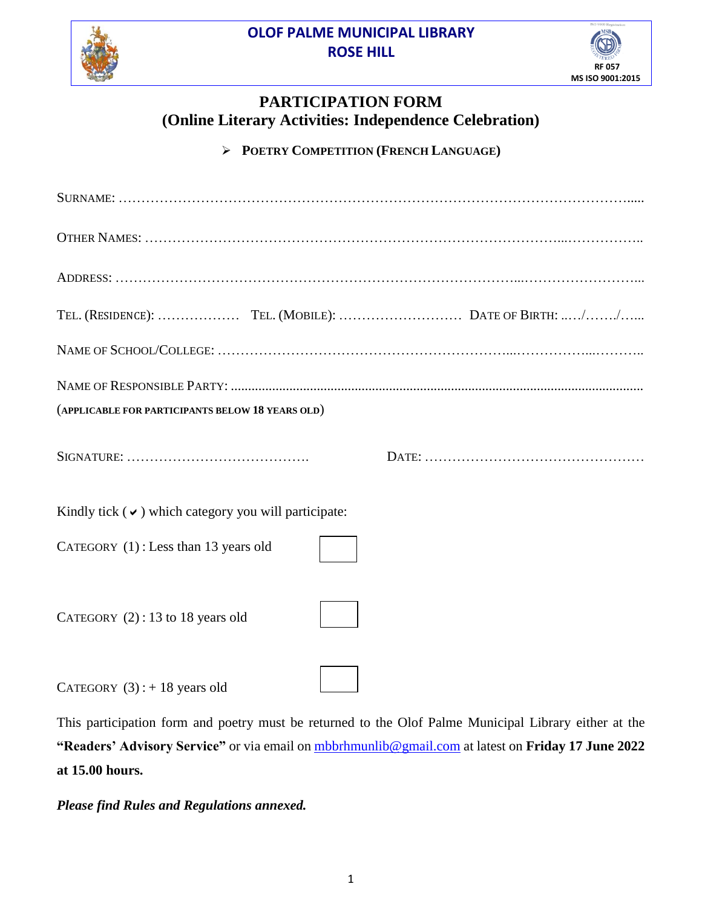**OLOF PALME MUNICIPAL LIBRARY**
**ROSE HILL**

RF 057
MS ISO 9001:2015

# PARTICIPATION FORM
## (Online Literary Activities: Independence Celebration)

➢ **POETRY COMPETITION (FRENCH LANGUAGE)**

SURNAME: …………………………………………………………………………………………………......

OTHER NAMES: ………………………………………………………………………………...……………..

ADDRESS: ………………………………………………………………………………...……………………...

TEL. (RESIDENCE): ……………… TEL. (MOBILE): ……………………… DATE OF BIRTH: ..…/……./…...

NAME OF SCHOOL/COLLEGE: ……………………………………………………...……………...………..

NAME OF RESPONSIBLE PARTY: ..........................................................................................................................
(APPLICABLE FOR PARTICIPANTS BELOW 18 YEARS OLD)

SIGNATURE: …………………………………. DATE: …………………………………………

Kindly tick ( ✔ ) which category you will participate:

CATEGORY (1) : Less than 13 years old ☐

CATEGORY (2) : 13 to 18 years old ☐

CATEGORY (3) : + 18 years old ☐

This participation form and poetry must be returned to the Olof Palme Municipal Library either at the **"Readers' Advisory Service"** or via email on mbbrhmunlib@gmail.com at latest on **Friday 17 June 2022 at 15.00 hours.**

***Please find Rules and Regulations annexed.***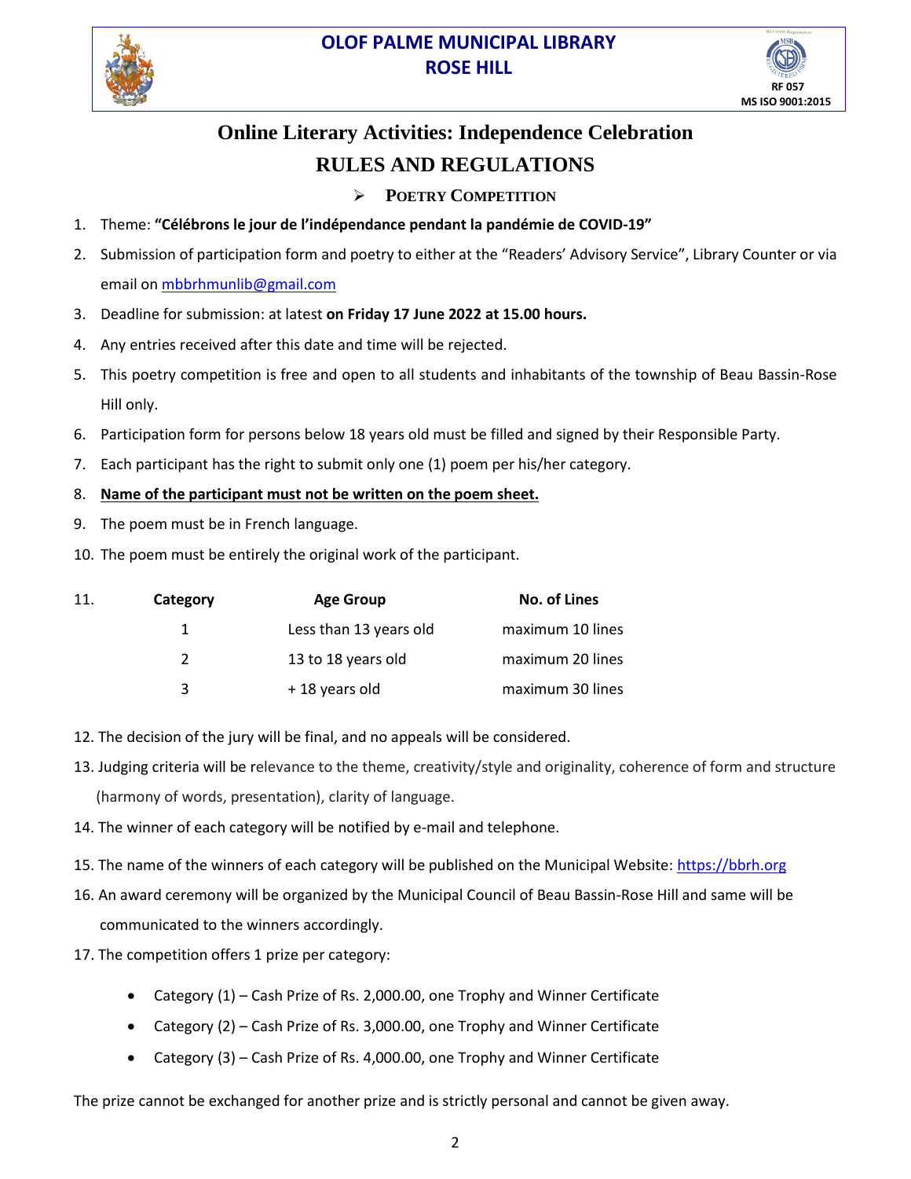# OLOF PALME MUNICIPAL LIBRARY
# ROSE HILL

RF 057
MS ISO 9001:2015

## Online Literary Activities: Independence Celebration

## RULES AND REGULATIONS

### ➢ POETRY COMPETITION

1. Theme: **"Célébrons le jour de l'indépendance pendant la pandémie de COVID-19"**
2. Submission of participation form and poetry to either at the "Readers' Advisory Service", Library Counter or via email on mbbrhmunlib@gmail.com
3. Deadline for submission: at latest **on Friday 17 June 2022 at 15.00 hours.**
4. Any entries received after this date and time will be rejected.
5. This poetry competition is free and open to all students and inhabitants of the township of Beau Bassin-Rose Hill only.
6. Participation form for persons below 18 years old must be filled and signed by their Responsible Party.
7. Each participant has the right to submit only one (1) poem per his/her category.
8. **<u>Name of the participant must not be written on the poem sheet.</u>**
9. The poem must be in French language.
10. The poem must be entirely the original work of the participant.
11. 

| Category | Age Group | No. of Lines |
|---|---|---|
| 1 | Less than 13 years old | maximum 10 lines |
| 2 | 13 to 18 years old | maximum 20 lines |
| 3 | + 18 years old | maximum 30 lines |

12. The decision of the jury will be final, and no appeals will be considered.
13. Judging criteria will be relevance to the theme, creativity/style and originality, coherence of form and structure (harmony of words, presentation), clarity of language.
14. The winner of each category will be notified by e-mail and telephone.
15. The name of the winners of each category will be published on the Municipal Website: https://bbrh.org
16. An award ceremony will be organized by the Municipal Council of Beau Bassin-Rose Hill and same will be communicated to the winners accordingly.
17. The competition offers 1 prize per category:
    - Category (1) – Cash Prize of Rs. 2,000.00, one Trophy and Winner Certificate
    - Category (2) – Cash Prize of Rs. 3,000.00, one Trophy and Winner Certificate
    - Category (3) – Cash Prize of Rs. 4,000.00, one Trophy and Winner Certificate

The prize cannot be exchanged for another prize and is strictly personal and cannot be given away.